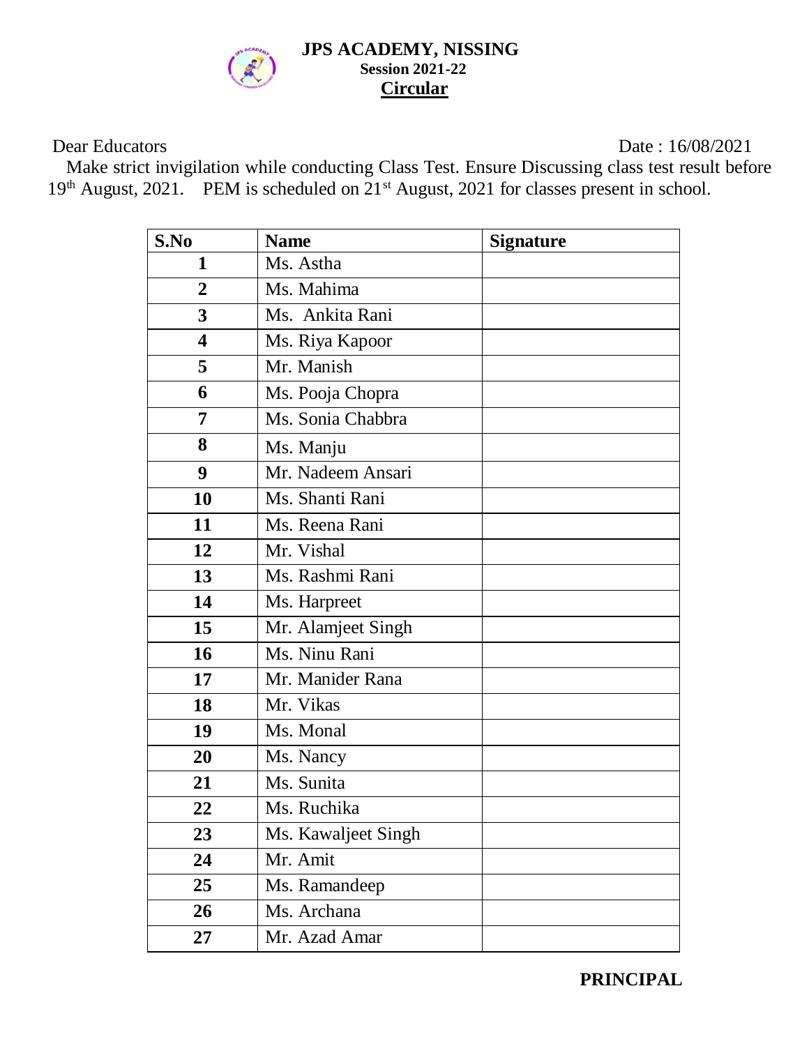# JPS ACADEMY, NISSING

**Session 2021-22**

**Circular**

Dear Educators Date : 16/08/2021

Make strict invigilation while conducting Class Test. Ensure Discussing class test result before 19th August, 2021. PEM is scheduled on 21st August, 2021 for classes present in school.

| S.No | Name | Signature |
|---|---|---|
| 1 | Ms. Astha | |
| 2 | Ms. Mahima | |
| 3 | Ms. Ankita Rani | |
| 4 | Ms. Riya Kapoor | |
| 5 | Mr. Manish | |
| 6 | Ms. Pooja Chopra | |
| 7 | Ms. Sonia Chabbra | |
| 8 | Ms. Manju | |
| 9 | Mr. Nadeem Ansari | |
| 10 | Ms. Shanti Rani | |
| 11 | Ms. Reena Rani | |
| 12 | Mr. Vishal | |
| 13 | Ms. Rashmi Rani | |
| 14 | Ms. Harpreet | |
| 15 | Mr. Alamjeet Singh | |
| 16 | Ms. Ninu Rani | |
| 17 | Mr. Manider Rana | |
| 18 | Mr. Vikas | |
| 19 | Ms. Monal | |
| 20 | Ms. Nancy | |
| 21 | Ms. Sunita | |
| 22 | Ms. Ruchika | |
| 23 | Ms. Kawaljeet Singh | |
| 24 | Mr. Amit | |
| 25 | Ms. Ramandeep | |
| 26 | Ms. Archana | |
| 27 | Mr. Azad Amar | |

**PRINCIPAL**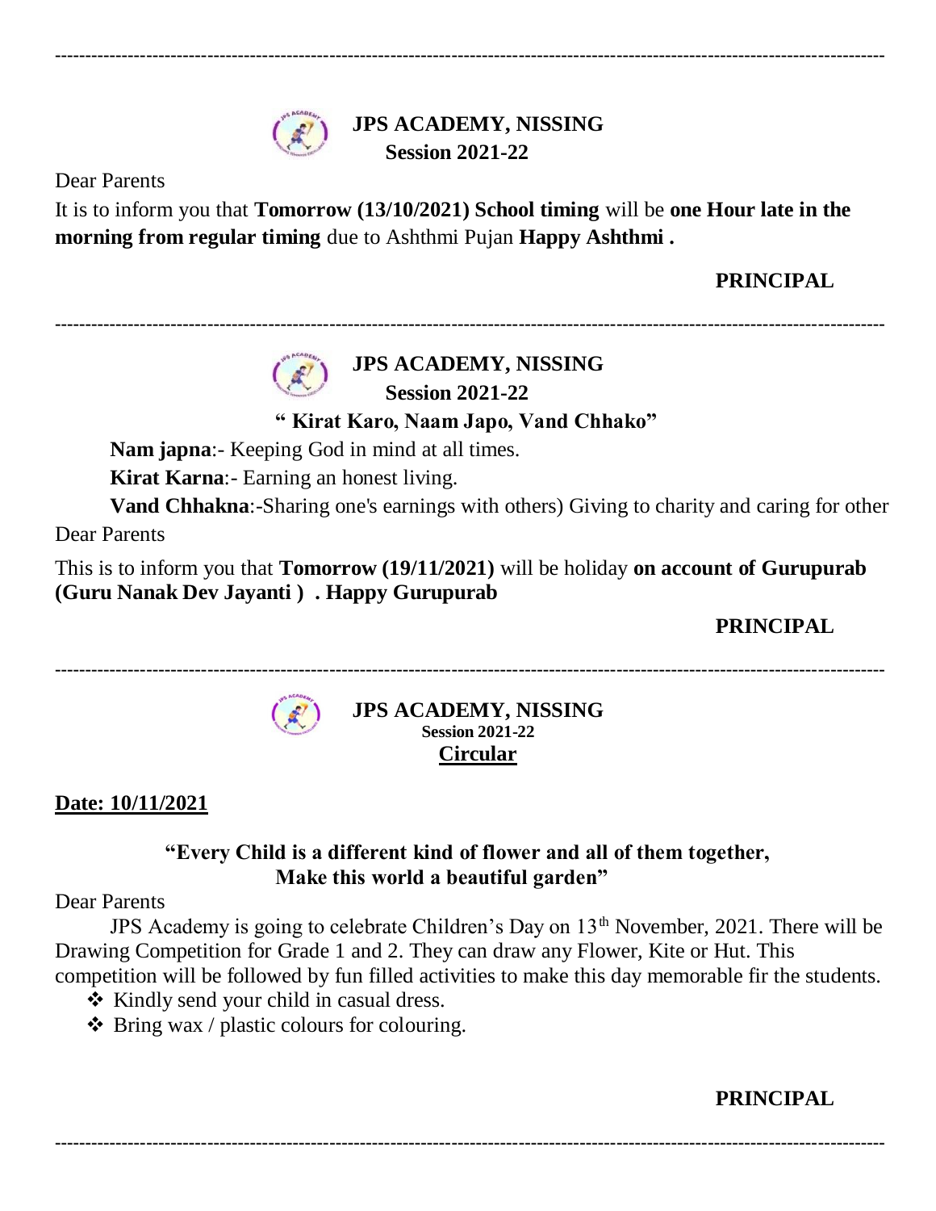---

**JPS ACADEMY, NISSING**
**Session 2021-22**

Dear Parents

It is to inform you that **Tomorrow (13/10/2021) School timing** will be **one Hour late in the morning from regular timing** due to Ashthmi Pujan **Happy Ashthmi .**

**PRINCIPAL**

---

**JPS ACADEMY, NISSING**
**Session 2021-22**

**" Kirat Karo, Naam Japo, Vand Chhako"**

**Nam japna**:- Keeping God in mind at all times.

**Kirat Karna**:- Earning an honest living.

**Vand Chhakna**:-Sharing one's earnings with others) Giving to charity and caring for other

Dear Parents

This is to inform you that **Tomorrow (19/11/2021)** will be holiday **on account of Gurupurab (Guru Nanak Dev Jayanti ) . Happy Gurupurab**

**PRINCIPAL**

---

**JPS ACADEMY, NISSING**
**Session 2021-22**
**Circular**

**Date: 10/11/2021**

**"Every Child is a different kind of flower and all of them together, Make this world a beautiful garden"**

Dear Parents

JPS Academy is going to celebrate Children's Day on 13th November, 2021. There will be Drawing Competition for Grade 1 and 2. They can draw any Flower, Kite or Hut. This competition will be followed by fun filled activities to make this day memorable fir the students.

- Kindly send your child in casual dress.
- Bring wax / plastic colours for colouring.

**PRINCIPAL**

---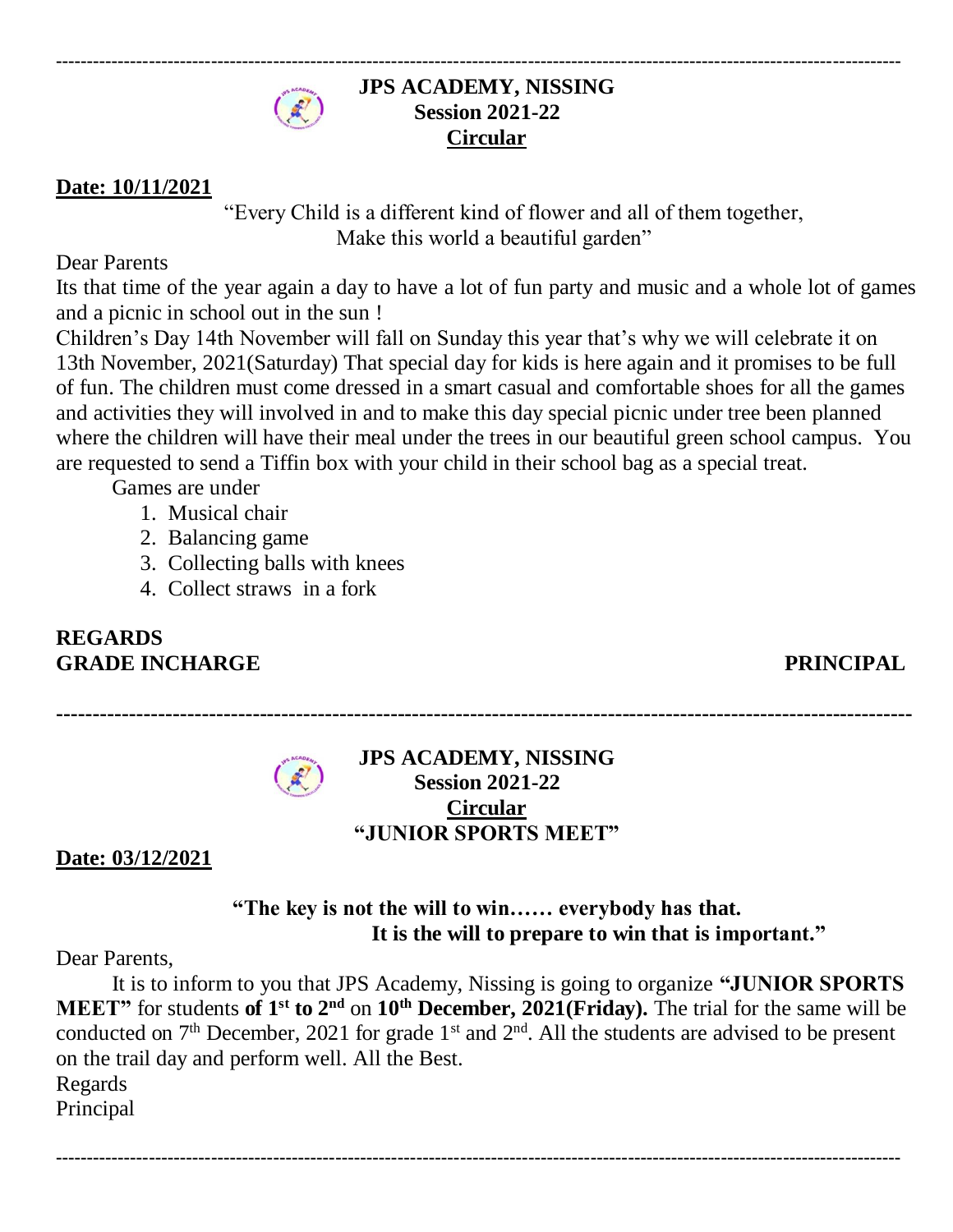**JPS ACADEMY, NISSING**
**Session 2021-22**
**Circular**

**Date: 10/11/2021**

"Every Child is a different kind of flower and all of them together,
Make this world a beautiful garden"

Dear Parents

Its that time of the year again a day to have a lot of fun party and music and a whole lot of games and a picnic in school out in the sun !

Children's Day 14th November will fall on Sunday this year that's why we will celebrate it on 13th November, 2021(Saturday) That special day for kids is here again and it promises to be full of fun. The children must come dressed in a smart casual and comfortable shoes for all the games and activities they will involved in and to make this day special picnic under tree been planned where the children will have their meal under the trees in our beautiful green school campus. You are requested to send a Tiffin box with your child in their school bag as a special treat.

Games are under

1. Musical chair
2. Balancing game
3. Collecting balls with knees
4. Collect straws in a fork

**REGARDS**
**GRADE INCHARGE** **PRINCIPAL**

---

**JPS ACADEMY, NISSING**
**Session 2021-22**
**Circular**
**"JUNIOR SPORTS MEET"**

**Date: 03/12/2021**

**"The key is not the will to win…… everybody has that.**
**It is the will to prepare to win that is important."**

Dear Parents,

It is to inform to you that JPS Academy, Nissing is going to organize **"JUNIOR SPORTS MEET"** for students **of 1st to 2nd** on **10th December, 2021(Friday).** The trial for the same will be conducted on 7th December, 2021 for grade 1st and 2nd. All the students are advised to be present on the trail day and perform well. All the Best.

Regards
Principal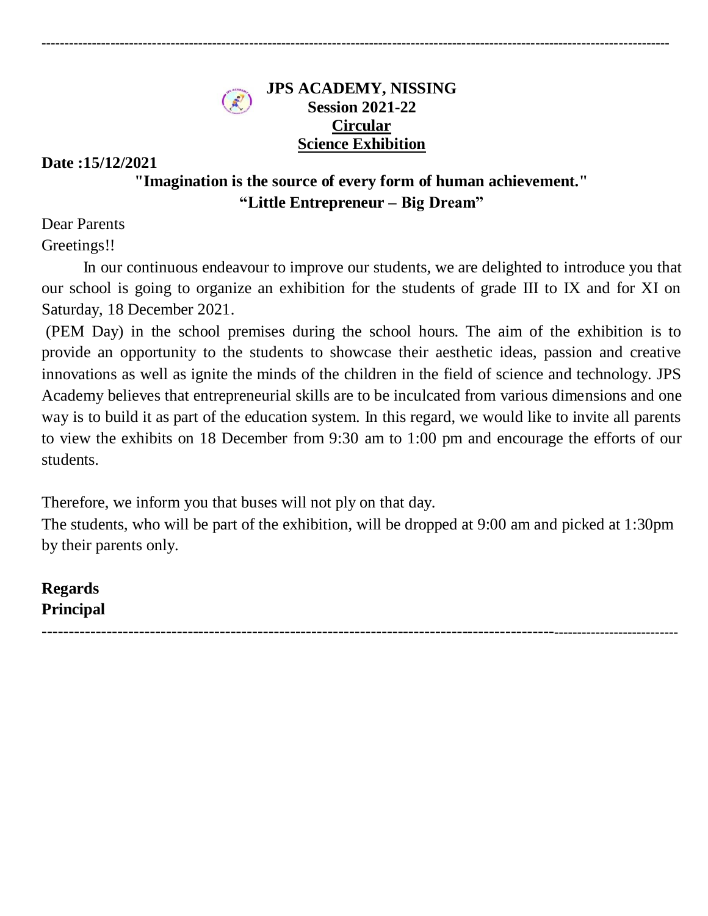# JPS ACADEMY, NISSING

## Session 2021-22

## Circular

## Science Exhibition

**Date :15/12/2021**

**"Imagination is the source of every form of human achievement."**

**"Little Entrepreneur – Big Dream"**

Dear Parents

Greetings!!

In our continuous endeavour to improve our students, we are delighted to introduce you that our school is going to organize an exhibition for the students of grade III to IX and for XI on Saturday, 18 December 2021.

(PEM Day) in the school premises during the school hours. The aim of the exhibition is to provide an opportunity to the students to showcase their aesthetic ideas, passion and creative innovations as well as ignite the minds of the children in the field of science and technology. JPS Academy believes that entrepreneurial skills are to be inculcated from various dimensions and one way is to build it as part of the education system. In this regard, we would like to invite all parents to view the exhibits on 18 December from 9:30 am to 1:00 pm and encourage the efforts of our students.

Therefore, we inform you that buses will not ply on that day.

The students, who will be part of the exhibition, will be dropped at 9:00 am and picked at 1:30pm by their parents only.

**Regards**

**Principal**